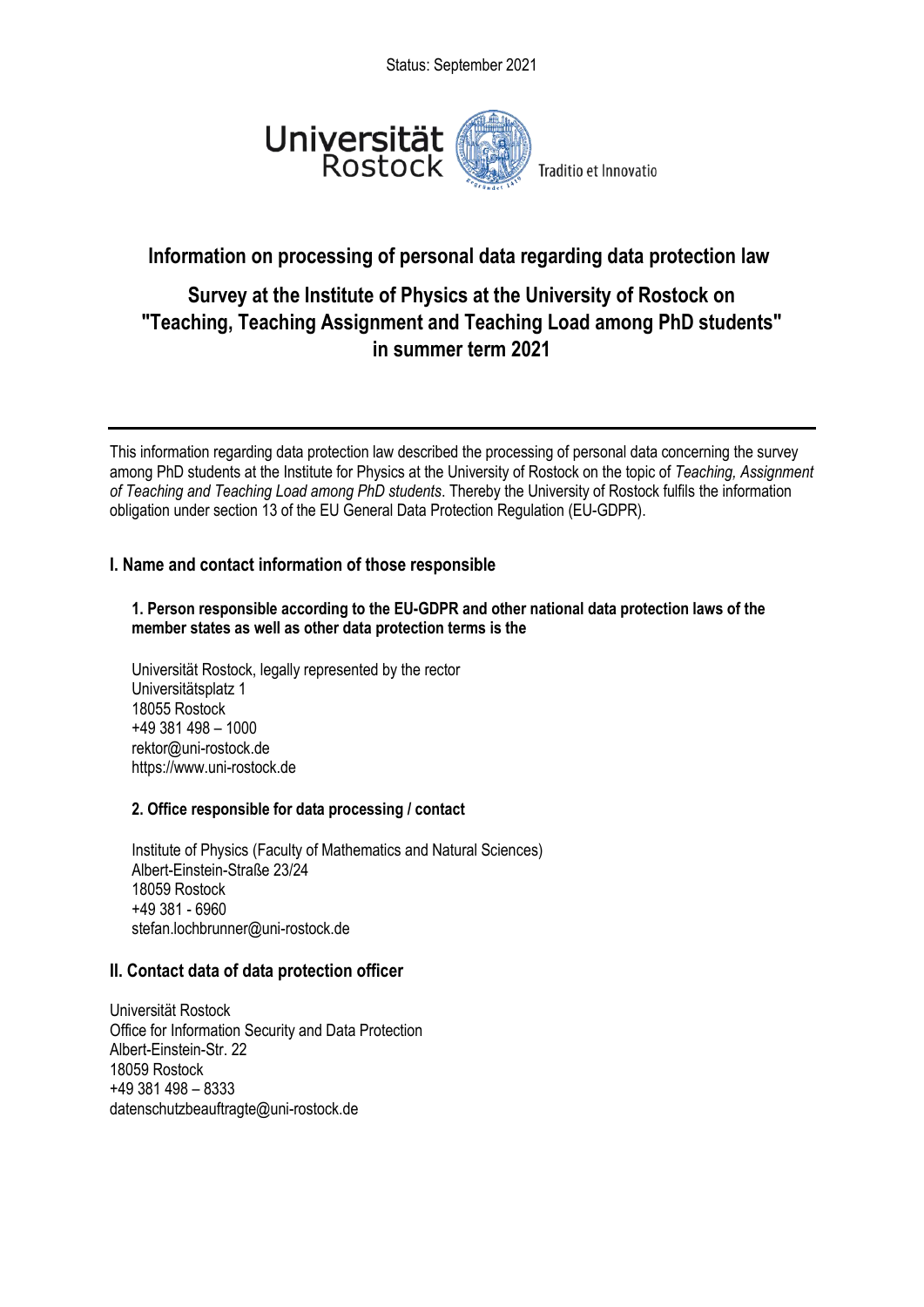Status: September 2021

Universität Rostock — Traditio et Innovatio

# Information on processing of personal data regarding data protection law

## Survey at the Institute of Physics at the University of Rostock on "Teaching, Teaching Assignment and Teaching Load among PhD students" in summer term 2021

---

This information regarding data protection law described the processing of personal data concerning the survey among PhD students at the Institute for Physics at the University of Rostock on the topic of *Teaching, Assignment of Teaching and Teaching Load among PhD students*. Thereby the University of Rostock fulfils the information obligation under section 13 of the EU General Data Protection Regulation (EU-GDPR).

### I. Name and contact information of those responsible

**1. Person responsible according to the EU-GDPR and other national data protection laws of the member states as well as other data protection terms is the**

Universität Rostock, legally represented by the rector
Universitätsplatz 1
18055 Rostock
+49 381 498 – 1000
rektor@uni-rostock.de
https://www.uni-rostock.de

**2. Office responsible for data processing / contact**

Institute of Physics (Faculty of Mathematics and Natural Sciences)
Albert-Einstein-Straße 23/24
18059 Rostock
+49 381 - 6960
stefan.lochbrunner@uni-rostock.de

### II. Contact data of data protection officer

Universität Rostock
Office for Information Security and Data Protection
Albert-Einstein-Str. 22
18059 Rostock
+49 381 498 – 8333
datenschutzbeauftragte@uni-rostock.de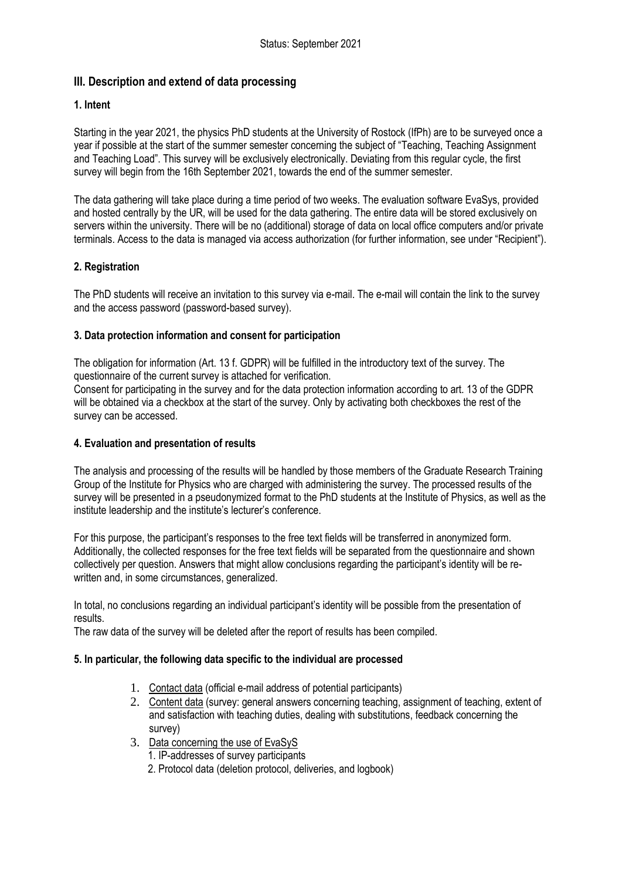## III. Description and extend of data processing

### 1. Intent

Starting in the year 2021, the physics PhD students at the University of Rostock (IfPh) are to be surveyed once a year if possible at the start of the summer semester concerning the subject of "Teaching, Teaching Assignment and Teaching Load". This survey will be exclusively electronically. Deviating from this regular cycle, the first survey will begin from the 16th September 2021, towards the end of the summer semester.

The data gathering will take place during a time period of two weeks. The evaluation software EvaSys, provided and hosted centrally by the UR, will be used for the data gathering. The entire data will be stored exclusively on servers within the university. There will be no (additional) storage of data on local office computers and/or private terminals. Access to the data is managed via access authorization (for further information, see under "Recipient").

### 2. Registration

The PhD students will receive an invitation to this survey via e-mail. The e-mail will contain the link to the survey and the access password (password-based survey).

### 3. Data protection information and consent for participation

The obligation for information (Art. 13 f. GDPR) will be fulfilled in the introductory text of the survey. The questionnaire of the current survey is attached for verification.
Consent for participating in the survey and for the data protection information according to art. 13 of the GDPR will be obtained via a checkbox at the start of the survey. Only by activating both checkboxes the rest of the survey can be accessed.

### 4. Evaluation and presentation of results

The analysis and processing of the results will be handled by those members of the Graduate Research Training Group of the Institute for Physics who are charged with administering the survey. The processed results of the survey will be presented in a pseudonymized format to the PhD students at the Institute of Physics, as well as the institute leadership and the institute's lecturer's conference.

For this purpose, the participant's responses to the free text fields will be transferred in anonymized form. Additionally, the collected responses for the free text fields will be separated from the questionnaire and shown collectively per question. Answers that might allow conclusions regarding the participant's identity will be re-written and, in some circumstances, generalized.

In total, no conclusions regarding an individual participant's identity will be possible from the presentation of results.
The raw data of the survey will be deleted after the report of results has been compiled.

### 5. In particular, the following data specific to the individual are processed

1. Contact data (official e-mail address of potential participants)
2. Content data (survey: general answers concerning teaching, assignment of teaching, extent of and satisfaction with teaching duties, dealing with substitutions, feedback concerning the survey)
3. Data concerning the use of EvaSyS
   1. IP-addresses of survey participants
   2. Protocol data (deletion protocol, deliveries, and logbook)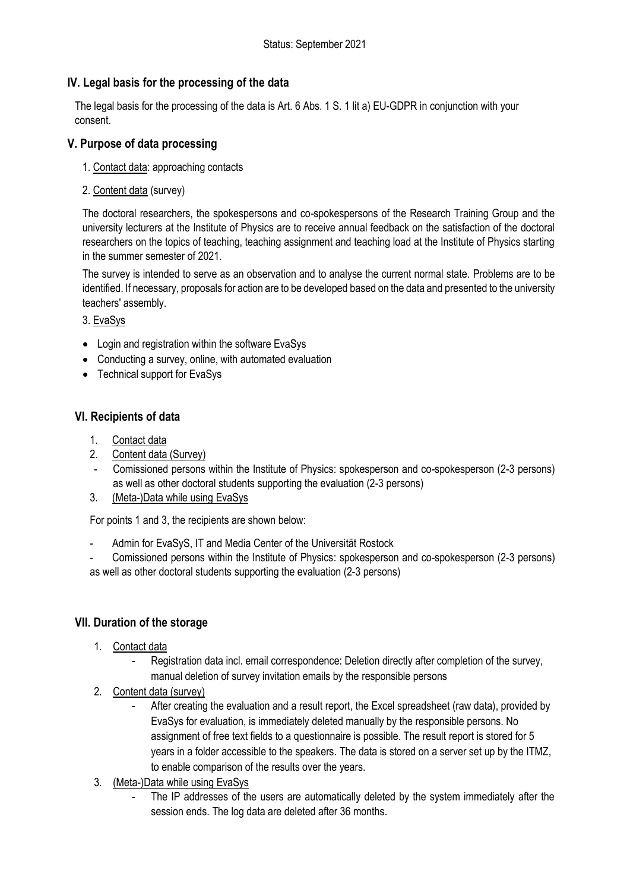Status: September 2021

## IV. Legal basis for the processing of the data

The legal basis for the processing of the data is Art. 6 Abs. 1 S. 1 lit a) EU-GDPR in conjunction with your consent.

## V. Purpose of data processing

1. Contact data: approaching contacts

2. Content data (survey)

The doctoral researchers, the spokespersons and co-spokespersons of the Research Training Group and the university lecturers at the Institute of Physics are to receive annual feedback on the satisfaction of the doctoral researchers on the topics of teaching, teaching assignment and teaching load at the Institute of Physics starting in the summer semester of 2021.

The survey is intended to serve as an observation and to analyse the current normal state. Problems are to be identified. If necessary, proposals for action are to be developed based on the data and presented to the university teachers' assembly.

3. EvaSys

- Login and registration within the software EvaSys
- Conducting a survey, online, with automated evaluation
- Technical support for EvaSys

## VI. Recipients of data

1. Contact data
2. Content data (Survey)
   - Comissioned persons within the Institute of Physics: spokesperson and co-spokesperson (2-3 persons) as well as other doctoral students supporting the evaluation (2-3 persons)
3. (Meta-)Data while using EvaSys

For points 1 and 3, the recipients are shown below:

- Admin for EvaSyS, IT and Media Center of the Universität Rostock
- Comissioned persons within the Institute of Physics: spokesperson and co-spokesperson (2-3 persons) as well as other doctoral students supporting the evaluation (2-3 persons)

## VII. Duration of the storage

1. Contact data
   - Registration data incl. email correspondence: Deletion directly after completion of the survey, manual deletion of survey invitation emails by the responsible persons
2. Content data (survey)
   - After creating the evaluation and a result report, the Excel spreadsheet (raw data), provided by EvaSys for evaluation, is immediately deleted manually by the responsible persons. No assignment of free text fields to a questionnaire is possible. The result report is stored for 5 years in a folder accessible to the speakers. The data is stored on a server set up by the ITMZ, to enable comparison of the results over the years.
3. (Meta-)Data while using EvaSys
   - The IP addresses of the users are automatically deleted by the system immediately after the session ends. The log data are deleted after 36 months.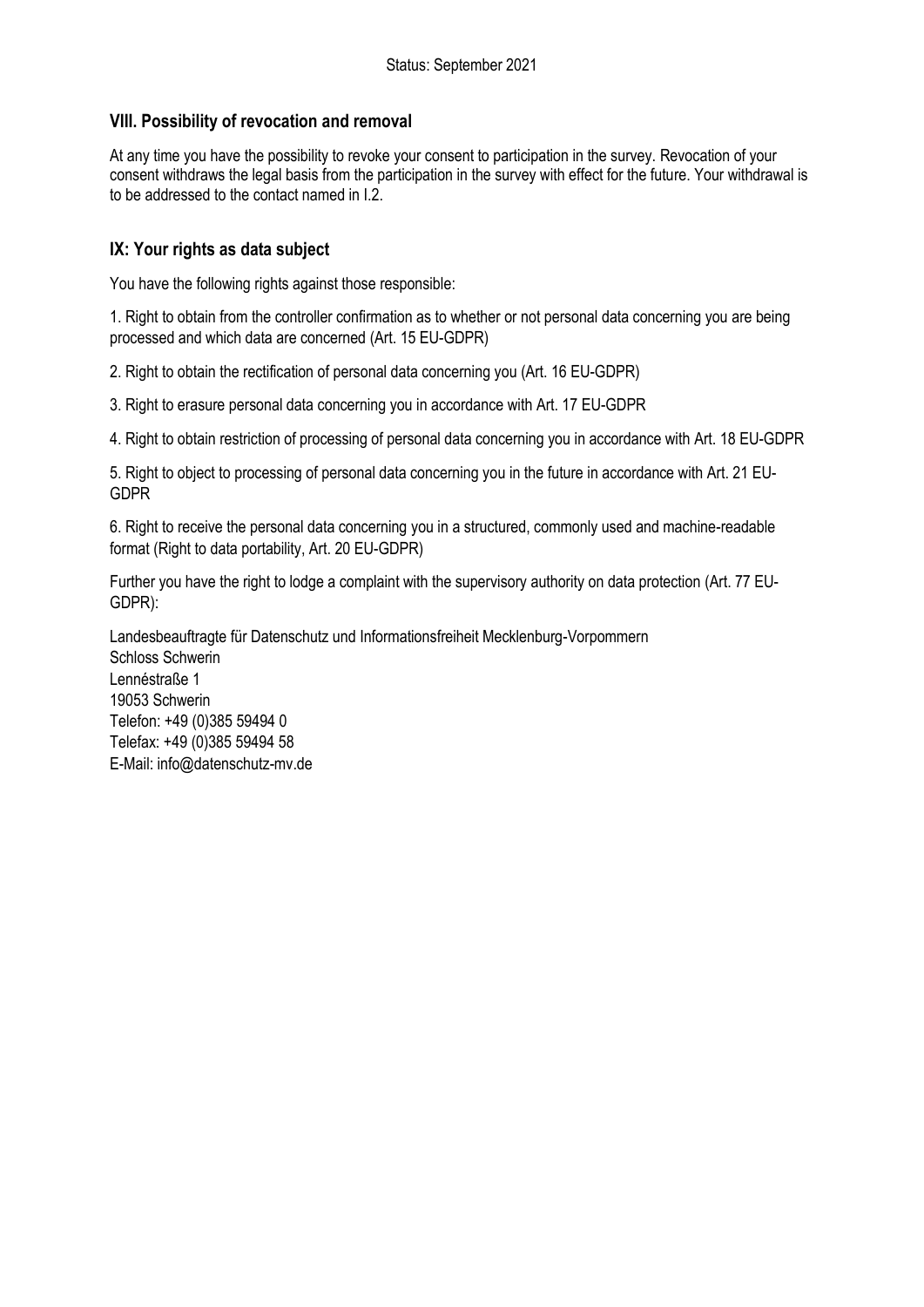Status: September 2021

## VIII. Possibility of revocation and removal

At any time you have the possibility to revoke your consent to participation in the survey. Revocation of your consent withdraws the legal basis from the participation in the survey with effect for the future. Your withdrawal is to be addressed to the contact named in I.2.

## IX: Your rights as data subject

You have the following rights against those responsible:

1. Right to obtain from the controller confirmation as to whether or not personal data concerning you are being processed and which data are concerned (Art. 15 EU-GDPR)

2. Right to obtain the rectification of personal data concerning you (Art. 16 EU-GDPR)

3. Right to erasure personal data concerning you in accordance with Art. 17 EU-GDPR

4. Right to obtain restriction of processing of personal data concerning you in accordance with Art. 18 EU-GDPR

5. Right to object to processing of personal data concerning you in the future in accordance with Art. 21 EU-GDPR

6. Right to receive the personal data concerning you in a structured, commonly used and machine-readable format (Right to data portability, Art. 20 EU-GDPR)

Further you have the right to lodge a complaint with the supervisory authority on data protection (Art. 77 EU-GDPR):

Landesbeauftragte für Datenschutz und Informationsfreiheit Mecklenburg-Vorpommern
Schloss Schwerin
Lennéstraße 1
19053 Schwerin
Telefon: +49 (0)385 59494 0
Telefax: +49 (0)385 59494 58
E-Mail: info@datenschutz-mv.de